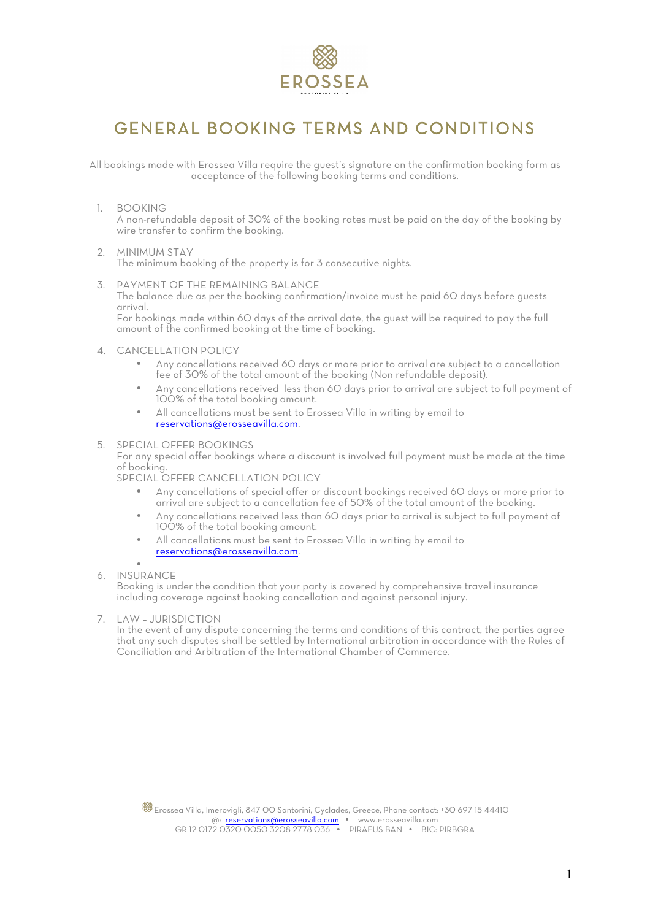EROSSEA

SANTORINI VILLA

# GENERAL BOOKING TERMS AND CONDITIONS

All bookings made with Erossea Villa require the guest's signature on the confirmation booking form as acceptance of the following booking terms and conditions.

1. BOOKING
   A non-refundable deposit of 30% of the booking rates must be paid on the day of the booking by wire transfer to confirm the booking.

2. MINIMUM STAY
   The minimum booking of the property is for 3 consecutive nights.

3. PAYMENT OF THE REMAINING BALANCE
   The balance due as per the booking confirmation/invoice must be paid 60 days before guests arrival.
   For bookings made within 60 days of the arrival date, the guest will be required to pay the full amount of the confirmed booking at the time of booking.

4. CANCELLATION POLICY
   - Any cancellations received 60 days or more prior to arrival are subject to a cancellation fee of 30% of the total amount of the booking (Non refundable deposit).
   - Any cancellations received less than 60 days prior to arrival are subject to full payment of 100% of the total booking amount.
   - All cancellations must be sent to Erossea Villa in writing by email to reservations@erosseavilla.com.

5. SPECIAL OFFER BOOKINGS
   For any special offer bookings where a discount is involved full payment must be made at the time of booking.
   SPECIAL OFFER CANCELLATION POLICY
   - Any cancellations of special offer or discount bookings received 60 days or more prior to arrival are subject to a cancellation fee of 50% of the total amount of the booking.
   - Any cancellations received less than 60 days prior to arrival is subject to full payment of 100% of the total booking amount.
   - All cancellations must be sent to Erossea Villa in writing by email to reservations@erosseavilla.com.

6. INSURANCE
   Booking is under the condition that your party is covered by comprehensive travel insurance including coverage against booking cancellation and against personal injury.

7. LAW – JURISDICTION
   In the event of any dispute concerning the terms and conditions of this contract, the parties agree that any such disputes shall be settled by International arbitration in accordance with the Rules of Conciliation and Arbitration of the International Chamber of Commerce.

Erossea Villa, Imerovigli, 847 00 Santorini, Cyclades, Greece, Phone contact: +30 697 15 44410
@: reservations@erosseavilla.com • www.erosseavilla.com
GR 12 0172 0320 0050 3208 2778 036 • PIRAEUS BAN • BIC: PIRBGRA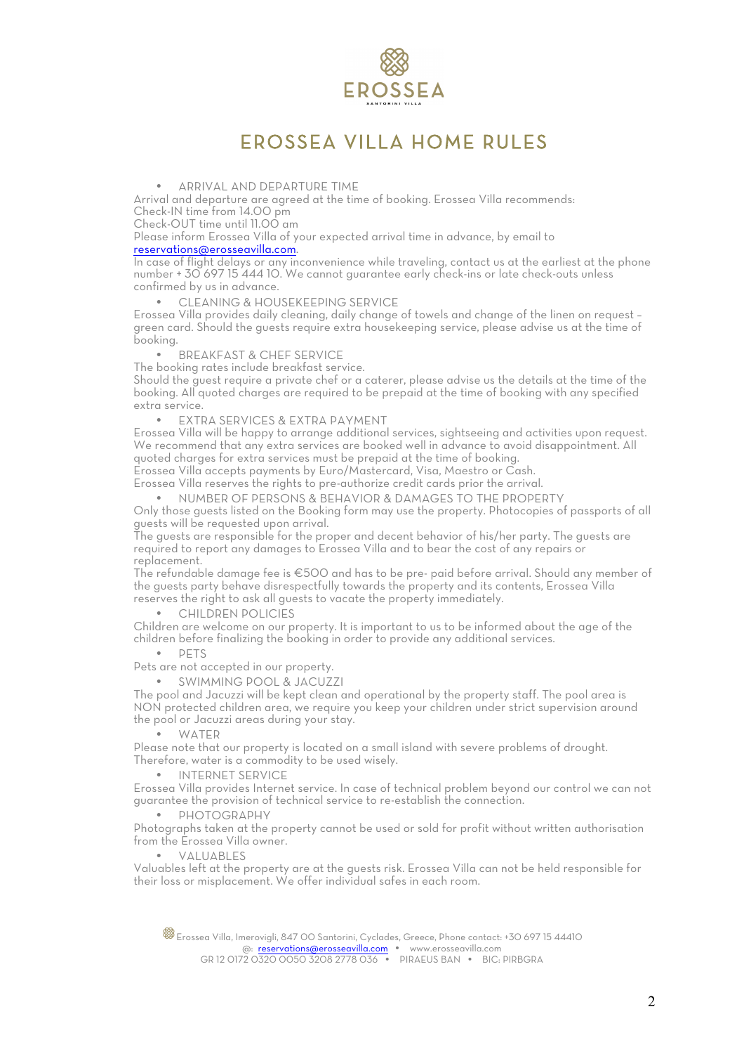EROSSEA

SANTORINI VILLA

# EROSSEA VILLA HOME RULES

- ARRIVAL AND DEPARTURE TIME

Arrival and departure are agreed at the time of booking. Erossea Villa recommends:
Check-IN time from 14.00 pm
Check-OUT time until 11.00 am
Please inform Erossea Villa of your expected arrival time in advance, by email to reservations@erosseavilla.com.
In case of flight delays or any inconvenience while traveling, contact us at the earliest at the phone number + 30 697 15 444 10. We cannot guarantee early check-ins or late check-outs unless confirmed by us in advance.

- CLEANING & HOUSEKEEPING SERVICE

Erossea Villa provides daily cleaning, daily change of towels and change of the linen on request – green card. Should the guests require extra housekeeping service, please advise us at the time of booking.

- BREAKFAST & CHEF SERVICE

The booking rates include breakfast service.
Should the guest require a private chef or a caterer, please advise us the details at the time of the booking. All quoted charges are required to be prepaid at the time of booking with any specified extra service.

- EXTRA SERVICES & EXTRA PAYMENT

Erossea Villa will be happy to arrange additional services, sightseeing and activities upon request. We recommend that any extra services are booked well in advance to avoid disappointment. All quoted charges for extra services must be prepaid at the time of booking.
Erossea Villa accepts payments by Euro/Mastercard, Visa, Maestro or Cash.
Erossea Villa reserves the rights to pre-authorize credit cards prior the arrival.

- NUMBER OF PERSONS & BEHAVIOR & DAMAGES TO THE PROPERTY

Only those guests listed on the Booking form may use the property. Photocopies of passports of all guests will be requested upon arrival.
The guests are responsible for the proper and decent behavior of his/her party. The guests are required to report any damages to Erossea Villa and to bear the cost of any repairs or replacement.
The refundable damage fee is €500 and has to be pre- paid before arrival. Should any member of the guests party behave disrespectfully towards the property and its contents, Erossea Villa reserves the right to ask all guests to vacate the property immediately.

- CHILDREN POLICIES

Children are welcome on our property. It is important to us to be informed about the age of the children before finalizing the booking in order to provide any additional services.

- PETS

Pets are not accepted in our property.

- SWIMMING POOL & JACUZZI

The pool and Jacuzzi will be kept clean and operational by the property staff. The pool area is NON protected children area, we require you keep your children under strict supervision around the pool or Jacuzzi areas during your stay.

- WATER

Please note that our property is located on a small island with severe problems of drought. Therefore, water is a commodity to be used wisely.

- INTERNET SERVICE

Erossea Villa provides Internet service. In case of technical problem beyond our control we can not guarantee the provision of technical service to re-establish the connection.

- PHOTOGRAPHY

Photographs taken at the property cannot be used or sold for profit without written authorisation from the Erossea Villa owner.

- VALUABLES

Valuables left at the property are at the guests risk. Erossea Villa can not be held responsible for their loss or misplacement. We offer individual safes in each room.

Erossea Villa, Imerovigli, 847 00 Santorini, Cyclades, Greece, Phone contact: +30 697 15 44410
@: reservations@erosseavilla.com • www.erosseavilla.com
GR 12 0172 0320 0050 3208 2778 036 • PIRAEUS BAN • BIC: PIRBGRA